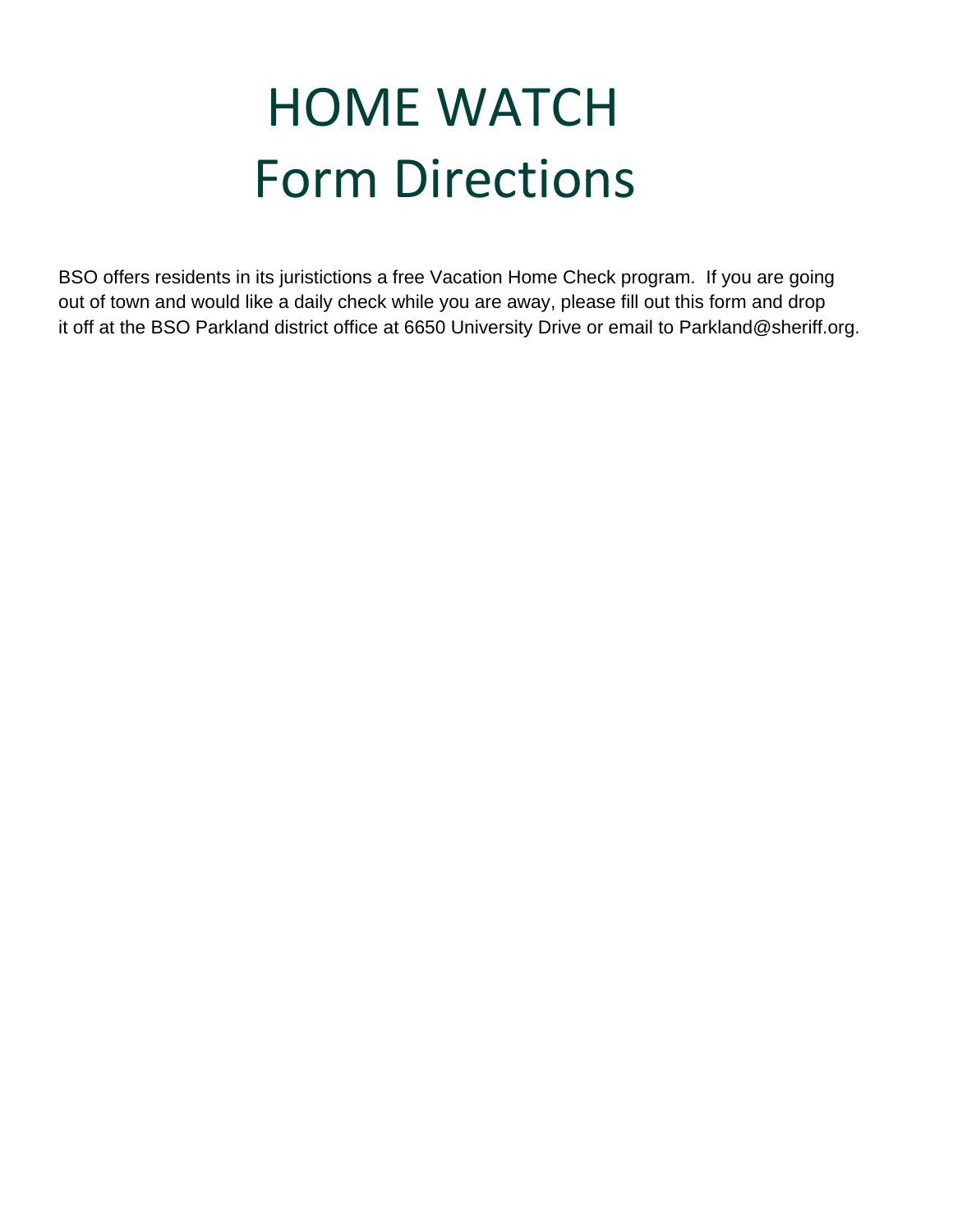# HOME WATCH
# Form Directions

BSO offers residents in its juristictions a free Vacation Home Check program. If you are going out of town and would like a daily check while you are away, please fill out this form and drop it off at the BSO Parkland district office at 6650 University Drive or email to Parkland@sheriff.org.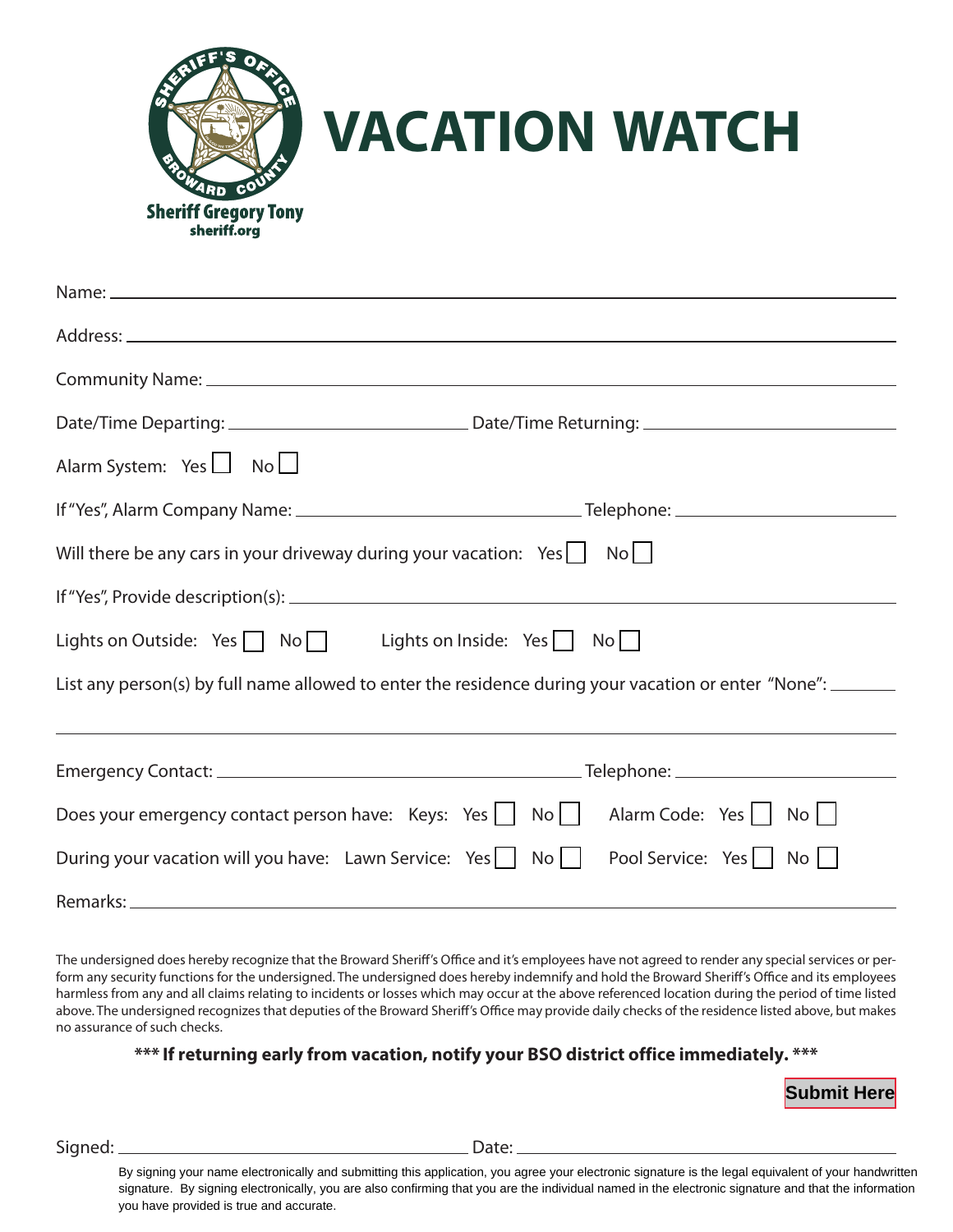Sheriff Gregory Tony
sheriff.org

# VACATION WATCH

Name: \_\_\_\_\_\_\_\_\_\_\_\_\_\_\_\_\_\_\_\_\_\_\_\_\_\_\_\_\_\_\_\_\_\_\_\_\_\_\_\_

Address: \_\_\_\_\_\_\_\_\_\_\_\_\_\_\_\_\_\_\_\_\_\_\_\_\_\_\_\_\_\_\_\_\_\_\_\_\_\_\_\_

Community Name: \_\_\_\_\_\_\_\_\_\_\_\_\_\_\_\_\_\_\_\_\_\_\_\_\_\_\_\_\_\_\_\_\_\_\_\_\_\_\_\_

Date/Time Departing: \_\_\_\_\_\_\_\_\_\_\_\_\_\_\_\_\_\_\_\_ Date/Time Returning: \_\_\_\_\_\_\_\_\_\_\_\_\_\_\_\_\_\_\_\_

Alarm System: Yes ☐ No ☐

If "Yes", Alarm Company Name: \_\_\_\_\_\_\_\_\_\_\_\_\_\_\_\_\_\_\_\_ Telephone: \_\_\_\_\_\_\_\_\_\_\_\_\_\_\_\_\_\_\_\_

Will there be any cars in your driveway during your vacation: Yes ☐ No ☐

If "Yes", Provide description(s): \_\_\_\_\_\_\_\_\_\_\_\_\_\_\_\_\_\_\_\_\_\_\_\_\_\_\_\_\_\_\_\_\_\_\_\_\_\_\_\_

Lights on Outside: Yes ☐ No ☐ Lights on Inside: Yes ☐ No ☐

List any person(s) by full name allowed to enter the residence during your vacation or enter "None": \_\_\_\_\_\_\_\_\_\_

\_\_\_\_\_\_\_\_\_\_\_\_\_\_\_\_\_\_\_\_\_\_\_\_\_\_\_\_\_\_\_\_\_\_\_\_\_\_\_\_

Emergency Contact: \_\_\_\_\_\_\_\_\_\_\_\_\_\_\_\_\_\_\_\_ Telephone: \_\_\_\_\_\_\_\_\_\_\_\_\_\_\_\_\_\_\_\_

Does your emergency contact person have: Keys: Yes ☐ No ☐ Alarm Code: Yes ☐ No ☐

During your vacation will you have: Lawn Service: Yes ☐ No ☐ Pool Service: Yes ☐ No ☐

Remarks: \_\_\_\_\_\_\_\_\_\_\_\_\_\_\_\_\_\_\_\_\_\_\_\_\_\_\_\_\_\_\_\_\_\_\_\_\_\_\_\_

The undersigned does hereby recognize that the Broward Sheriff's Office and it's employees have not agreed to render any special services or perform any security functions for the undersigned. The undersigned does hereby indemnify and hold the Broward Sheriff's Office and its employees harmless from any and all claims relating to incidents or losses which may occur at the above referenced location during the period of time listed above. The undersigned recognizes that deputies of the Broward Sheriff's Office may provide daily checks of the residence listed above, but makes no assurance of such checks.

**\*\*\* If returning early from vacation, notify your BSO district office immediately. \*\*\***

**Submit Here**

Signed: \_\_\_\_\_\_\_\_\_\_\_\_\_\_\_\_\_\_\_\_ Date: \_\_\_\_\_\_\_\_\_\_\_\_\_\_\_\_\_\_\_\_

By signing your name electronically and submitting this application, you agree your electronic signature is the legal equivalent of your handwritten signature. By signing electronically, you are also confirming that you are the individual named in the electronic signature and that the information you have provided is true and accurate.